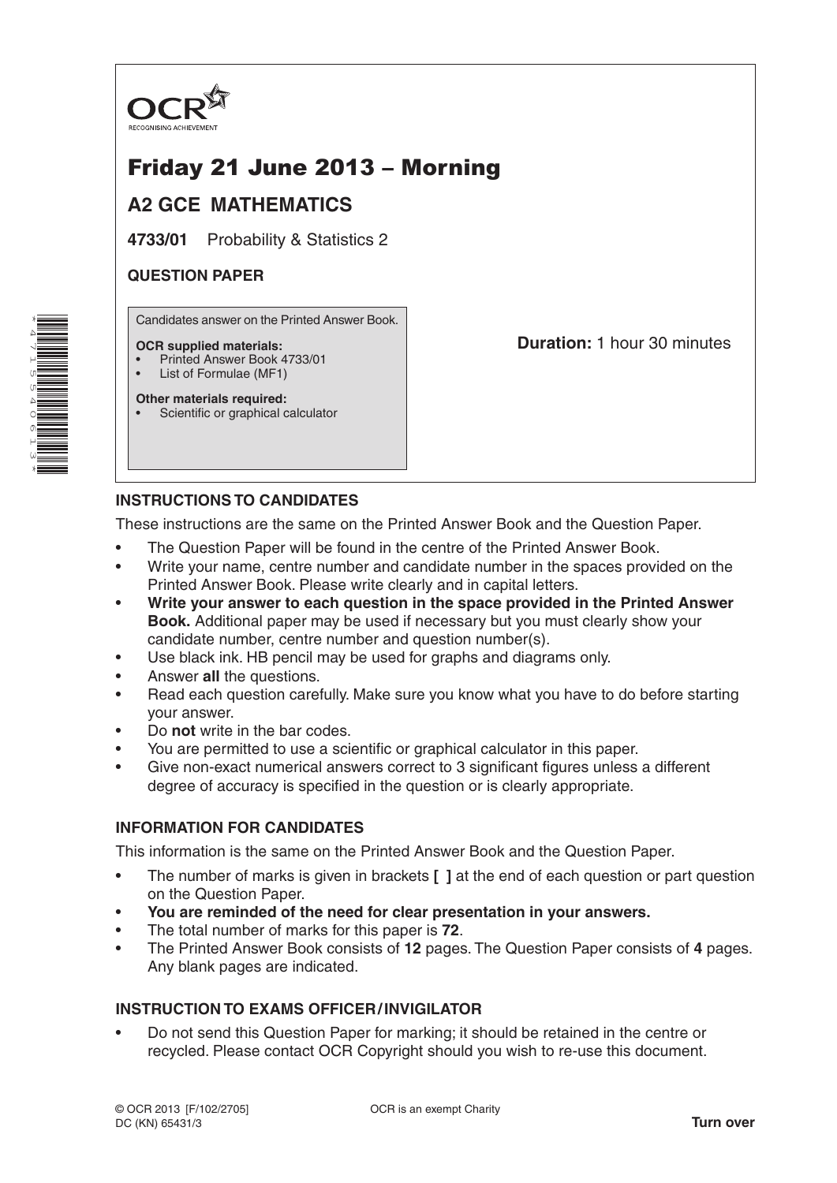OCR
RECOGNISING ACHIEVEMENT

# Friday 21 June 2013 – Morning

## A2 GCE MATHEMATICS

**4733/01** Probability & Statistics 2

**QUESTION PAPER**

Candidates answer on the Printed Answer Book.

**OCR supplied materials:**
- Printed Answer Book 4733/01
- List of Formulae (MF1)

**Other materials required:**
- Scientific or graphical calculator

**Duration:** 1 hour 30 minutes

### INSTRUCTIONS TO CANDIDATES

These instructions are the same on the Printed Answer Book and the Question Paper.

- The Question Paper will be found in the centre of the Printed Answer Book.
- Write your name, centre number and candidate number in the spaces provided on the Printed Answer Book. Please write clearly and in capital letters.
- **Write your answer to each question in the space provided in the Printed Answer Book.** Additional paper may be used if necessary but you must clearly show your candidate number, centre number and question number(s).
- Use black ink. HB pencil may be used for graphs and diagrams only.
- Answer **all** the questions.
- Read each question carefully. Make sure you know what you have to do before starting your answer.
- Do **not** write in the bar codes.
- You are permitted to use a scientific or graphical calculator in this paper.
- Give non-exact numerical answers correct to 3 significant figures unless a different degree of accuracy is specified in the question or is clearly appropriate.

### INFORMATION FOR CANDIDATES

This information is the same on the Printed Answer Book and the Question Paper.

- The number of marks is given in brackets **[ ]** at the end of each question or part question on the Question Paper.
- **You are reminded of the need for clear presentation in your answers.**
- The total number of marks for this paper is **72**.
- The Printed Answer Book consists of **12** pages. The Question Paper consists of **4** pages. Any blank pages are indicated.

### INSTRUCTION TO EXAMS OFFICER / INVIGILATOR

- Do not send this Question Paper for marking; it should be retained in the centre or recycled. Please contact OCR Copyright should you wish to re-use this document.

© OCR 2013 [F/102/2705]
DC (KN) 65431/3

OCR is an exempt Charity

**Turn over**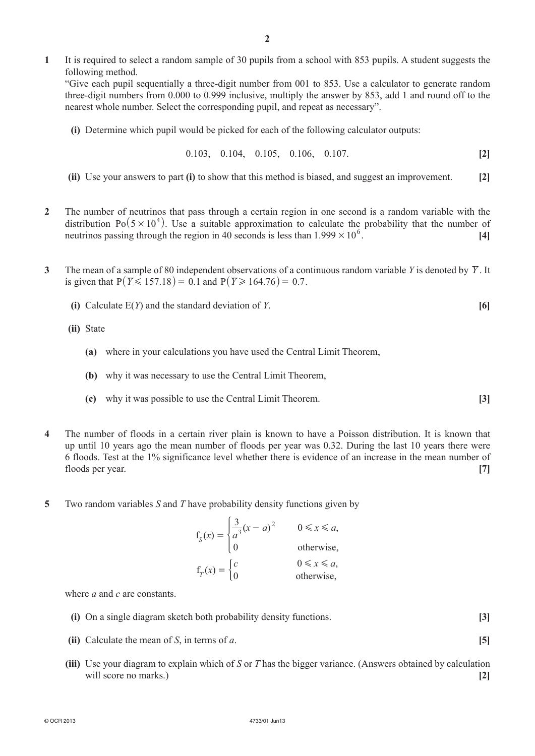**1** It is required to select a random sample of 30 pupils from a school with 853 pupils. A student suggests the following method.

"Give each pupil sequentially a three-digit number from 001 to 853. Use a calculator to generate random three-digit numbers from 0.000 to 0.999 inclusive, multiply the answer by 853, add 1 and round off to the nearest whole number. Select the corresponding pupil, and repeat as necessary".

**(i)** Determine which pupil would be picked for each of the following calculator outputs:

$$0.103, \quad 0.104, \quad 0.105, \quad 0.106, \quad 0.107. \qquad \textbf{[2]}$$

**(ii)** Use your answers to part **(i)** to show that this method is biased, and suggest an improvement. **[2]**

**2** The number of neutrinos that pass through a certain region in one second is a random variable with the distribution $\text{Po}(5 \times 10^4)$. Use a suitable approximation to calculate the probability that the number of neutrinos passing through the region in 40 seconds is less than $1.999 \times 10^6$. **[4]**

**3** The mean of a sample of 80 independent observations of a continuous random variable $Y$ is denoted by $\overline{Y}$. It is given that $\text{P}(\overline{Y} \leqslant 157.18) = 0.1$ and $\text{P}(\overline{Y} \geqslant 164.76) = 0.7$.

**(i)** Calculate $\text{E}(Y)$ and the standard deviation of $Y$. **[6]**

**(ii)** State

**(a)** where in your calculations you have used the Central Limit Theorem,

**(b)** why it was necessary to use the Central Limit Theorem,

**(c)** why it was possible to use the Central Limit Theorem. **[3]**

**4** The number of floods in a certain river plain is known to have a Poisson distribution. It is known that up until 10 years ago the mean number of floods per year was 0.32. During the last 10 years there were 6 floods. Test at the 1% significance level whether there is evidence of an increase in the mean number of floods per year. **[7]**

**5** Two random variables $S$ and $T$ have probability density functions given by

$$\text{f}_S(x) = \begin{cases} \dfrac{3}{a^3}(x - a)^2 & 0 \leqslant x \leqslant a, \\ 0 & \text{otherwise,} \end{cases}$$

$$\text{f}_T(x) = \begin{cases} c & 0 \leqslant x \leqslant a, \\ 0 & \text{otherwise,} \end{cases}$$

where $a$ and $c$ are constants.

**(i)** On a single diagram sketch both probability density functions. **[3]**

**(ii)** Calculate the mean of $S$, in terms of $a$. **[5]**

**(iii)** Use your diagram to explain which of $S$ or $T$ has the bigger variance. (Answers obtained by calculation will score no marks.) **[2]**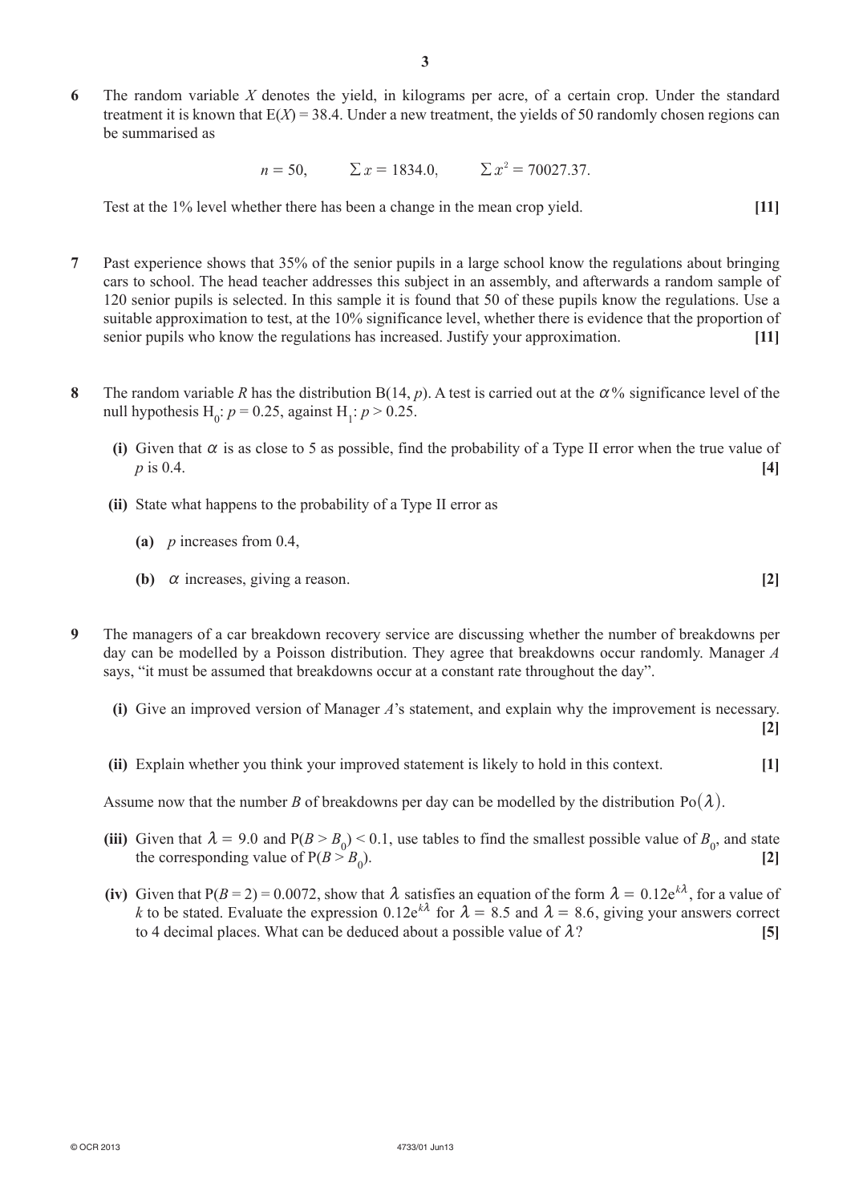**6** The random variable $X$ denotes the yield, in kilograms per acre, of a certain crop. Under the standard treatment it is known that $\mathrm{E}(X) = 38.4$. Under a new treatment, the yields of 50 randomly chosen regions can be summarised as

$$n = 50, \qquad \Sigma x = 1834.0, \qquad \Sigma x^2 = 70027.37.$$

Test at the 1% level whether there has been a change in the mean crop yield. **[11]**

**7** Past experience shows that 35% of the senior pupils in a large school know the regulations about bringing cars to school. The head teacher addresses this subject in an assembly, and afterwards a random sample of 120 senior pupils is selected. In this sample it is found that 50 of these pupils know the regulations. Use a suitable approximation to test, at the 10% significance level, whether there is evidence that the proportion of senior pupils who know the regulations has increased. Justify your approximation. **[11]**

**8** The random variable $R$ has the distribution $\mathrm{B}(14, p)$. A test is carried out at the $\alpha$% significance level of the null hypothesis $\mathrm{H}_0$: $p = 0.25$, against $\mathrm{H}_1$: $p > 0.25$.

**(i)** Given that $\alpha$ is as close to 5 as possible, find the probability of a Type II error when the true value of $p$ is 0.4. **[4]**

**(ii)** State what happens to the probability of a Type II error as

**(a)** $p$ increases from 0.4,

**(b)** $\alpha$ increases, giving a reason. **[2]**

**9** The managers of a car breakdown recovery service are discussing whether the number of breakdowns per day can be modelled by a Poisson distribution. They agree that breakdowns occur randomly. Manager $A$ says, "it must be assumed that breakdowns occur at a constant rate throughout the day".

**(i)** Give an improved version of Manager $A$'s statement, and explain why the improvement is necessary. **[2]**

**(ii)** Explain whether you think your improved statement is likely to hold in this context. **[1]**

Assume now that the number $B$ of breakdowns per day can be modelled by the distribution $\mathrm{Po}(\lambda)$.

**(iii)** Given that $\lambda = 9.0$ and $\mathrm{P}(B > B_0) < 0.1$, use tables to find the smallest possible value of $B_0$, and state the corresponding value of $\mathrm{P}(B > B_0)$. **[2]**

**(iv)** Given that $\mathrm{P}(B = 2) = 0.0072$, show that $\lambda$ satisfies an equation of the form $\lambda = 0.12\mathrm{e}^{k\lambda}$, for a value of $k$ to be stated. Evaluate the expression $0.12\mathrm{e}^{k\lambda}$ for $\lambda = 8.5$ and $\lambda = 8.6$, giving your answers correct to 4 decimal places. What can be deduced about a possible value of $\lambda$? **[5]**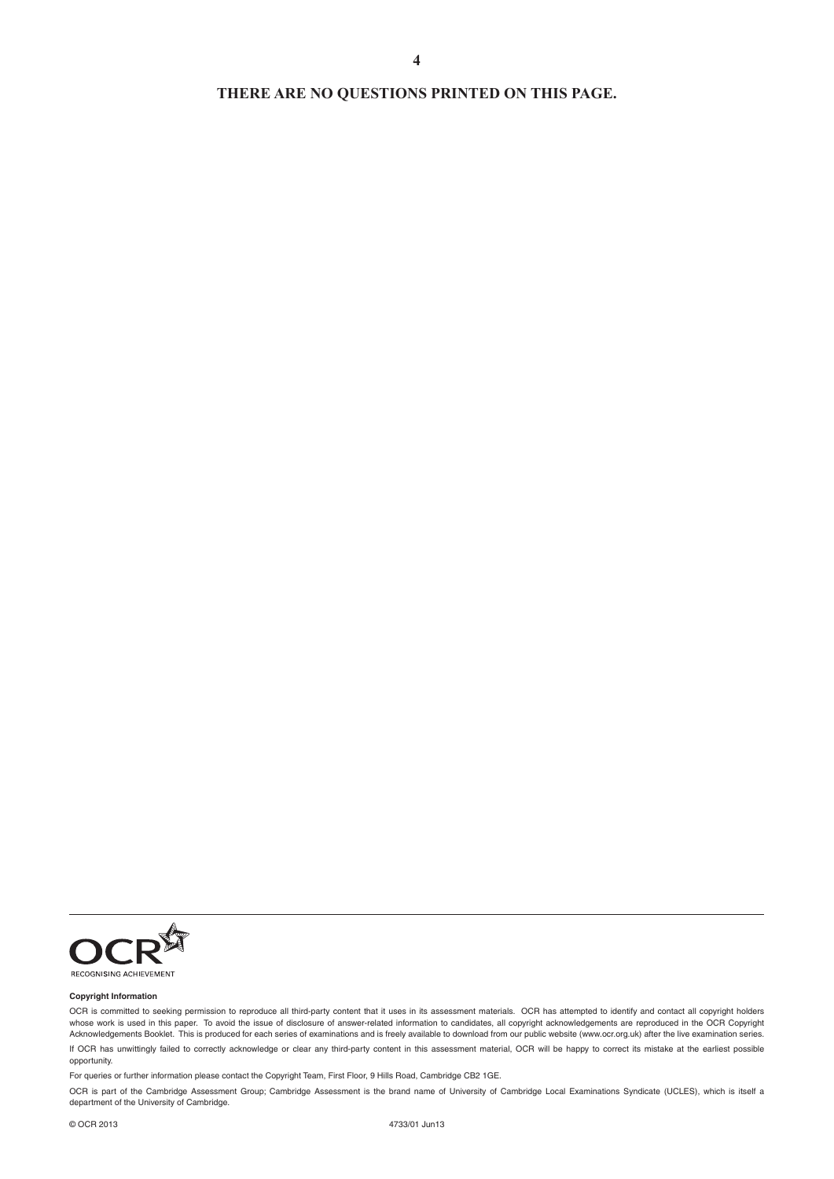**THERE ARE NO QUESTIONS PRINTED ON THIS PAGE.**

OCR

RECOGNISING ACHIEVEMENT

**Copyright Information**

OCR is committed to seeking permission to reproduce all third-party content that it uses in its assessment materials. OCR has attempted to identify and contact all copyright holders whose work is used in this paper. To avoid the issue of disclosure of answer-related information to candidates, all copyright acknowledgements are reproduced in the OCR Copyright Acknowledgements Booklet. This is produced for each series of examinations and is freely available to download from our public website (www.ocr.org.uk) after the live examination series.

If OCR has unwittingly failed to correctly acknowledge or clear any third-party content in this assessment material, OCR will be happy to correct its mistake at the earliest possible opportunity.

For queries or further information please contact the Copyright Team, First Floor, 9 Hills Road, Cambridge CB2 1GE.

OCR is part of the Cambridge Assessment Group; Cambridge Assessment is the brand name of University of Cambridge Local Examinations Syndicate (UCLES), which is itself a department of the University of Cambridge.

© OCR 2013 4733/01 Jun13